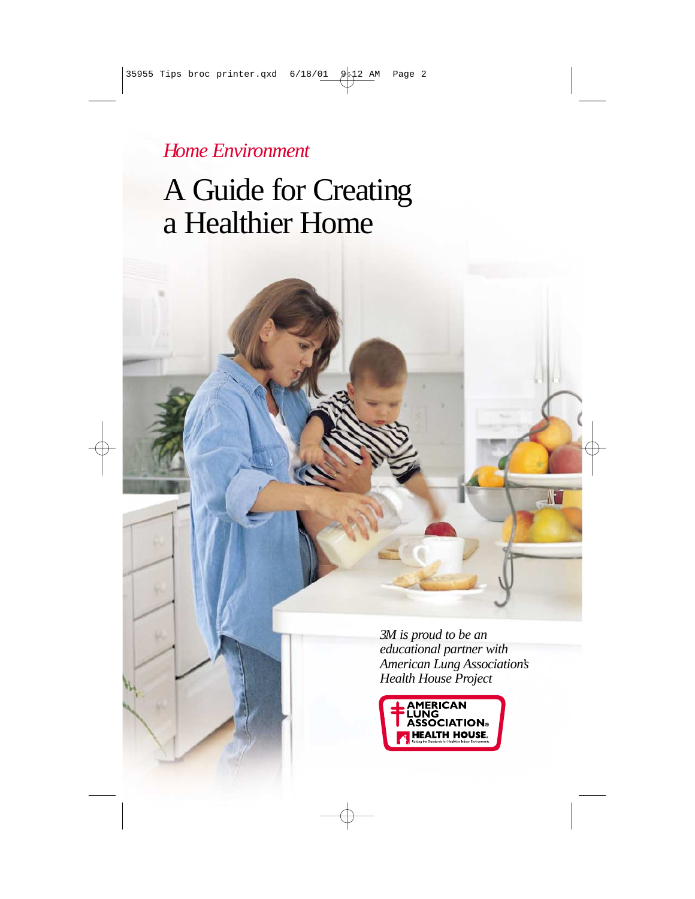*Home Environment*

# A Guide for Creating a Healthier Home

*3M is proud to be an educational partner with American Lung Association's Health House Project*

AMERICAN LUNG ASSOCIATION®
HEALTH HOUSE.
Raising the Standards for Healthier Indoor Environments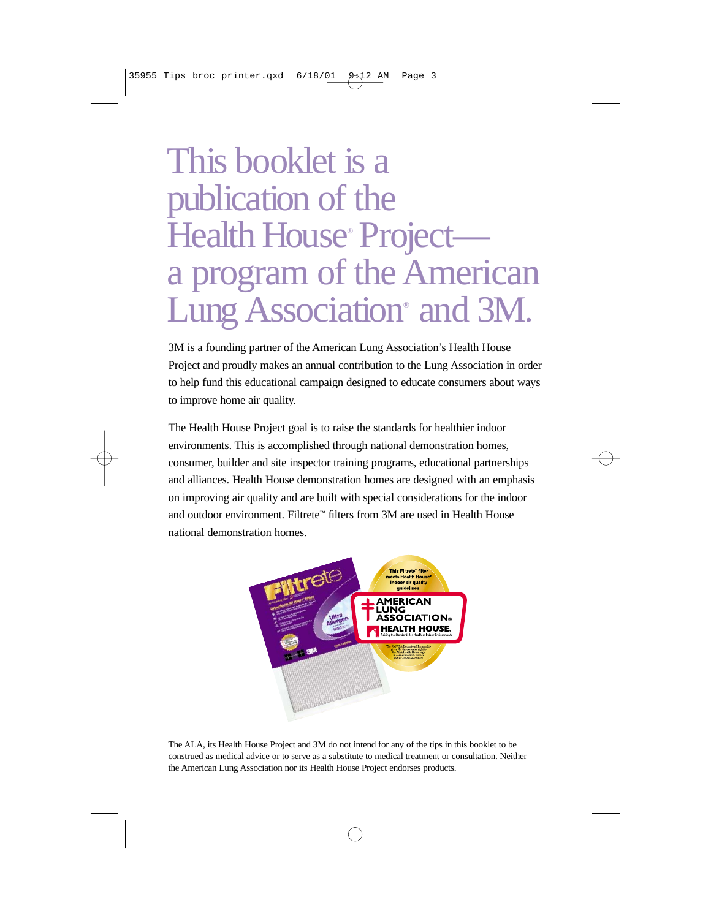# This booklet is a publication of the Health House® Project— a program of the American Lung Association® and 3M.

3M is a founding partner of the American Lung Association's Health House Project and proudly makes an annual contribution to the Lung Association in order to help fund this educational campaign designed to educate consumers about ways to improve home air quality.

The Health House Project goal is to raise the standards for healthier indoor environments. This is accomplished through national demonstration homes, consumer, builder and site inspector training programs, educational partnerships and alliances. Health House demonstration homes are designed with an emphasis on improving air quality and are built with special considerations for the indoor and outdoor environment. Filtrete™ filters from 3M are used in Health House national demonstration homes.

The ALA, its Health House Project and 3M do not intend for any of the tips in this booklet to be construed as medical advice or to serve as a substitute to medical treatment or consultation. Neither the American Lung Association nor its Health House Project endorses products.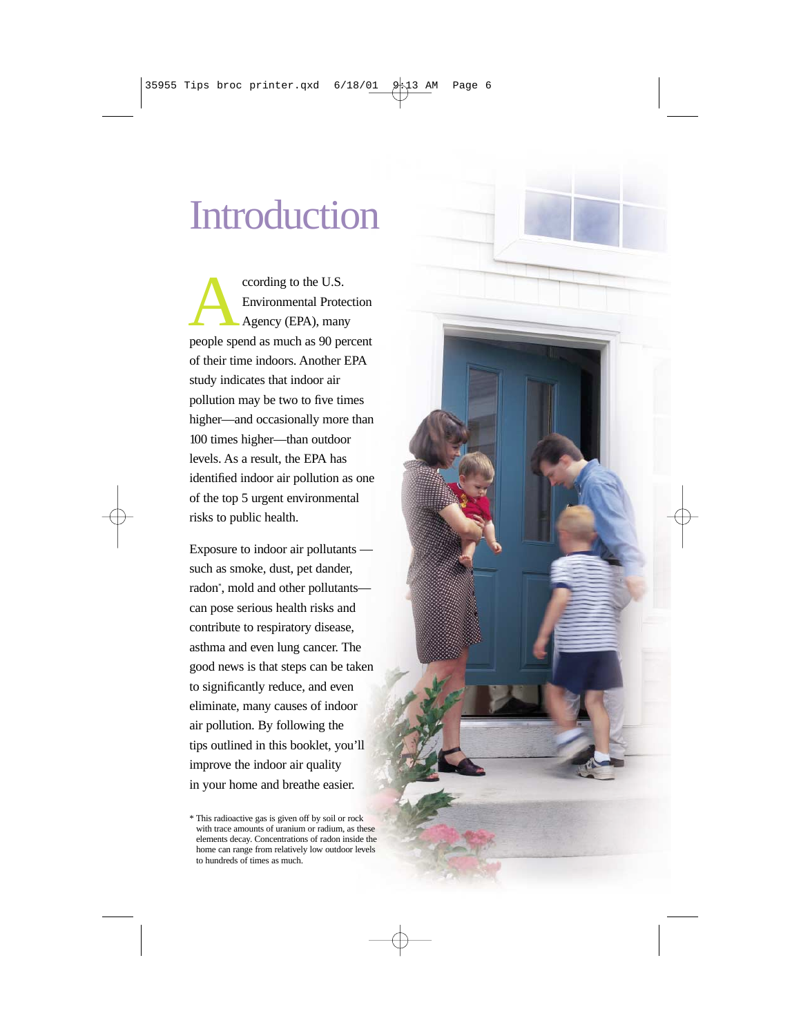# Introduction

According to the U.S. Environmental Protection Agency (EPA), many people spend as much as 90 percent of their time indoors. Another EPA study indicates that indoor air pollution may be two to five times higher—and occasionally more than 100 times higher—than outdoor levels. As a result, the EPA has identified indoor air pollution as one of the top 5 urgent environmental risks to public health.

Exposure to indoor air pollutants — such as smoke, dust, pet dander, radon*, mold and other pollutants— can pose serious health risks and contribute to respiratory disease, asthma and even lung cancer. The good news is that steps can be taken to significantly reduce, and even eliminate, many causes of indoor air pollution. By following the tips outlined in this booklet, you'll improve the indoor air quality in your home and breathe easier.

\* This radioactive gas is given off by soil or rock with trace amounts of uranium or radium, as these elements decay. Concentrations of radon inside the home can range from relatively low outdoor levels to hundreds of times as much.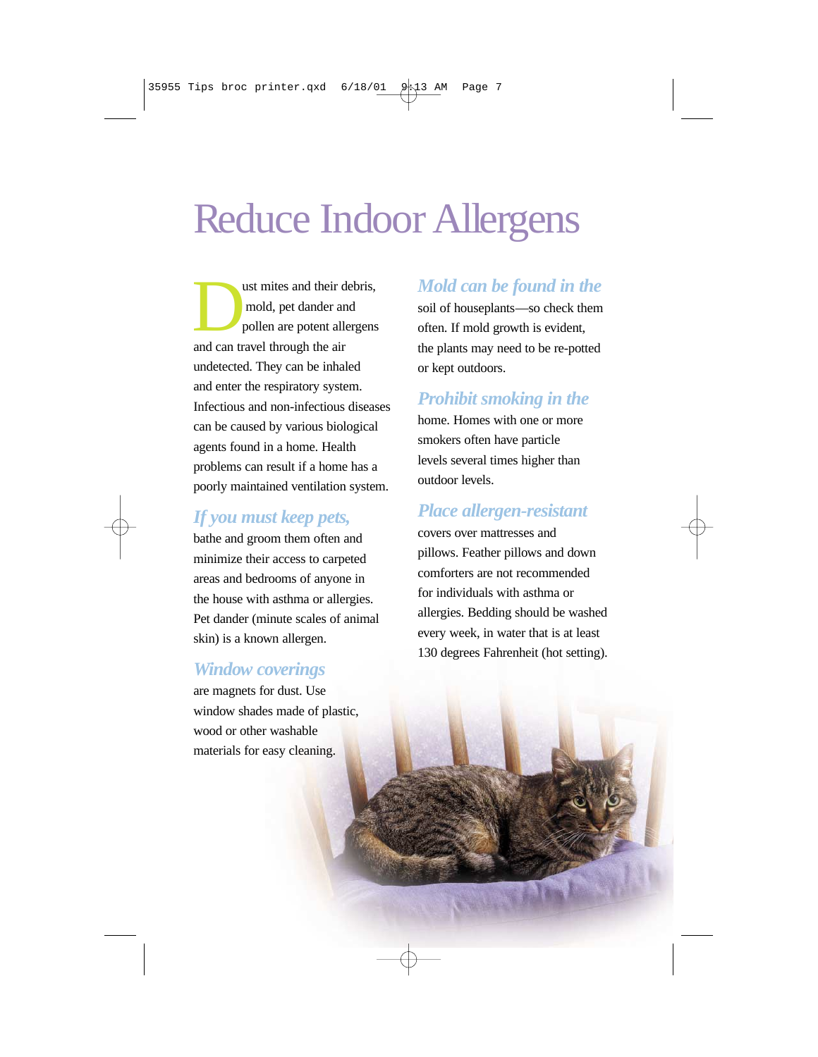# Reduce Indoor Allergens

Dust mites and their debris, mold, pet dander and pollen are potent allergens and can travel through the air undetected. They can be inhaled and enter the respiratory system. Infectious and non-infectious diseases can be caused by various biological agents found in a home. Health problems can result if a home has a poorly maintained ventilation system.

***If you must keep pets,*** bathe and groom them often and minimize their access to carpeted areas and bedrooms of anyone in the house with asthma or allergies. Pet dander (minute scales of animal skin) is a known allergen.

***Window coverings*** are magnets for dust. Use window shades made of plastic, wood or other washable materials for easy cleaning.

***Mold can be found in the*** soil of houseplants—so check them often. If mold growth is evident, the plants may need to be re-potted or kept outdoors.

***Prohibit smoking in the*** home. Homes with one or more smokers often have particle levels several times higher than outdoor levels.

***Place allergen-resistant*** covers over mattresses and pillows. Feather pillows and down comforters are not recommended for individuals with asthma or allergies. Bedding should be washed every week, in water that is at least 130 degrees Fahrenheit (hot setting).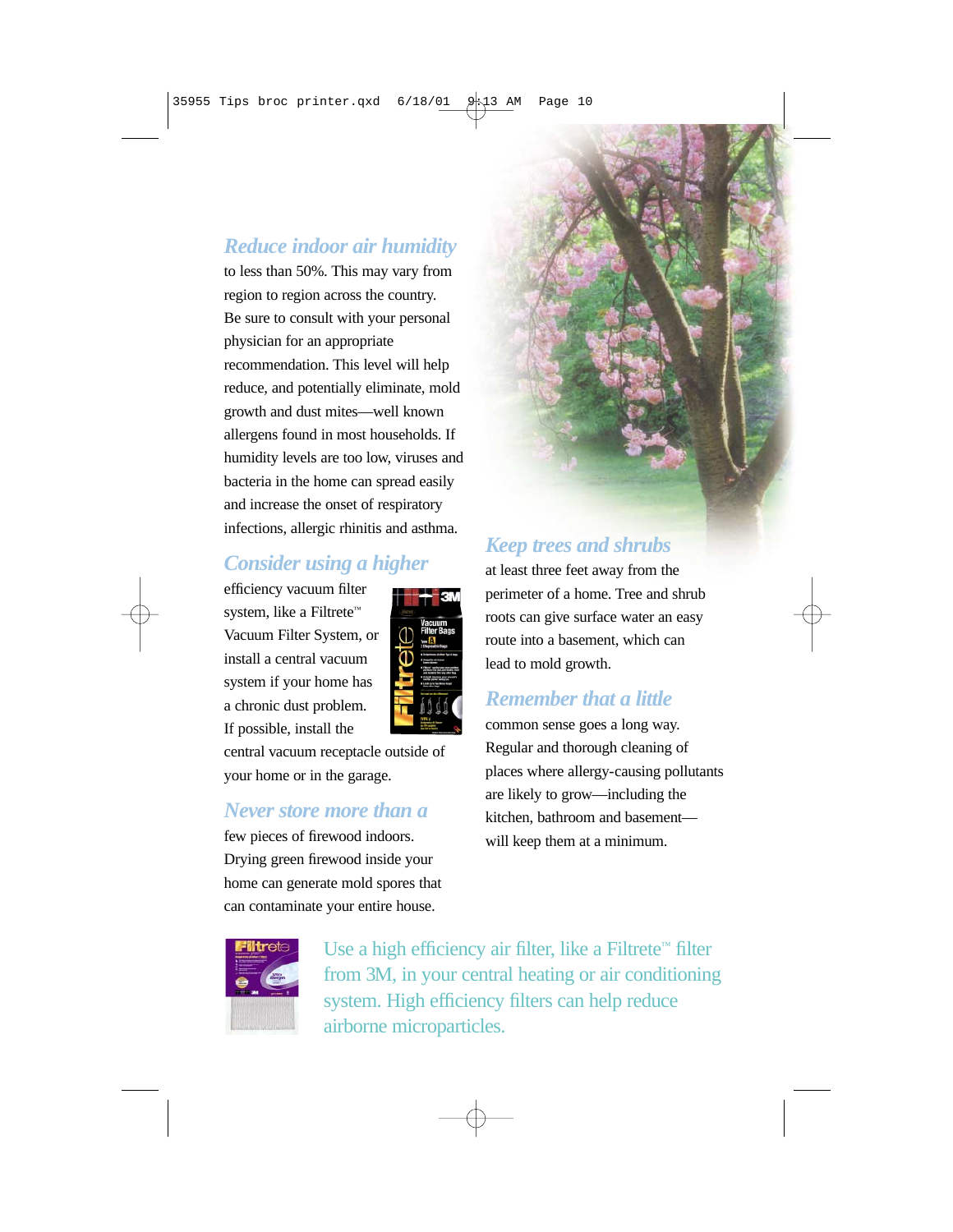***Reduce indoor air humidity*** to less than 50%. This may vary from region to region across the country. Be sure to consult with your personal physician for an appropriate recommendation. This level will help reduce, and potentially eliminate, mold growth and dust mites—well known allergens found in most households. If humidity levels are too low, viruses and bacteria in the home can spread easily and increase the onset of respiratory infections, allergic rhinitis and asthma.

***Consider using a higher*** efficiency vacuum filter system, like a Filtrete™ Vacuum Filter System, or install a central vacuum system if your home has a chronic dust problem. If possible, install the central vacuum receptacle outside of your home or in the garage.

***Never store more than a*** few pieces of firewood indoors. Drying green firewood inside your home can generate mold spores that can contaminate your entire house.

***Keep trees and shrubs*** at least three feet away from the perimeter of a home. Tree and shrub roots can give surface water an easy route into a basement, which can lead to mold growth.

***Remember that a little*** common sense goes a long way. Regular and thorough cleaning of places where allergy-causing pollutants are likely to grow—including the kitchen, bathroom and basement—will keep them at a minimum.

Use a high efficiency air filter, like a Filtrete™ filter from 3M, in your central heating or air conditioning system. High efficiency filters can help reduce airborne microparticles.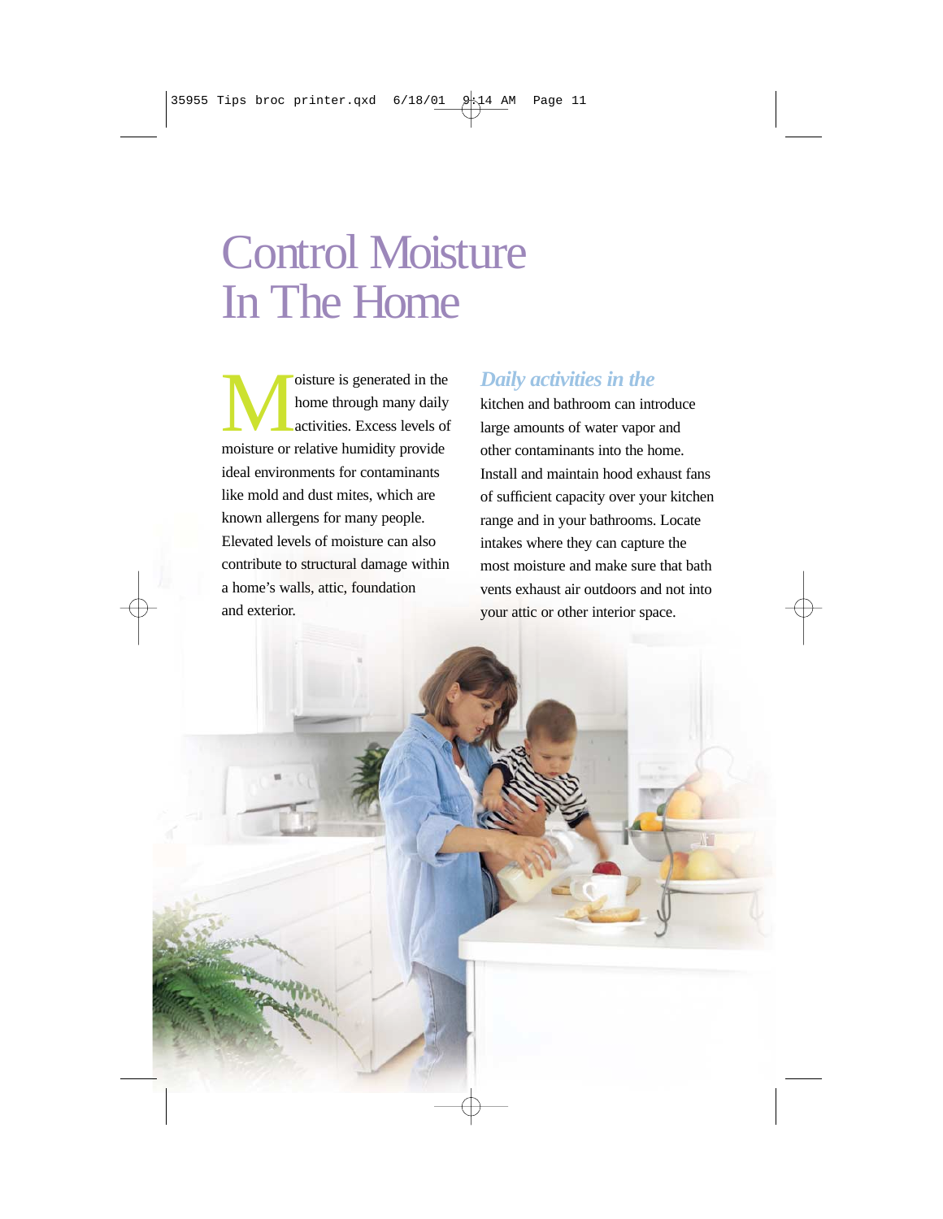# Control Moisture In The Home

Moisture is generated in the home through many daily activities. Excess levels of moisture or relative humidity provide ideal environments for contaminants like mold and dust mites, which are known allergens for many people. Elevated levels of moisture can also contribute to structural damage within a home's walls, attic, foundation and exterior.

*Daily activities in the* kitchen and bathroom can introduce large amounts of water vapor and other contaminants into the home. Install and maintain hood exhaust fans of sufficient capacity over your kitchen range and in your bathrooms. Locate intakes where they can capture the most moisture and make sure that bath vents exhaust air outdoors and not into your attic or other interior space.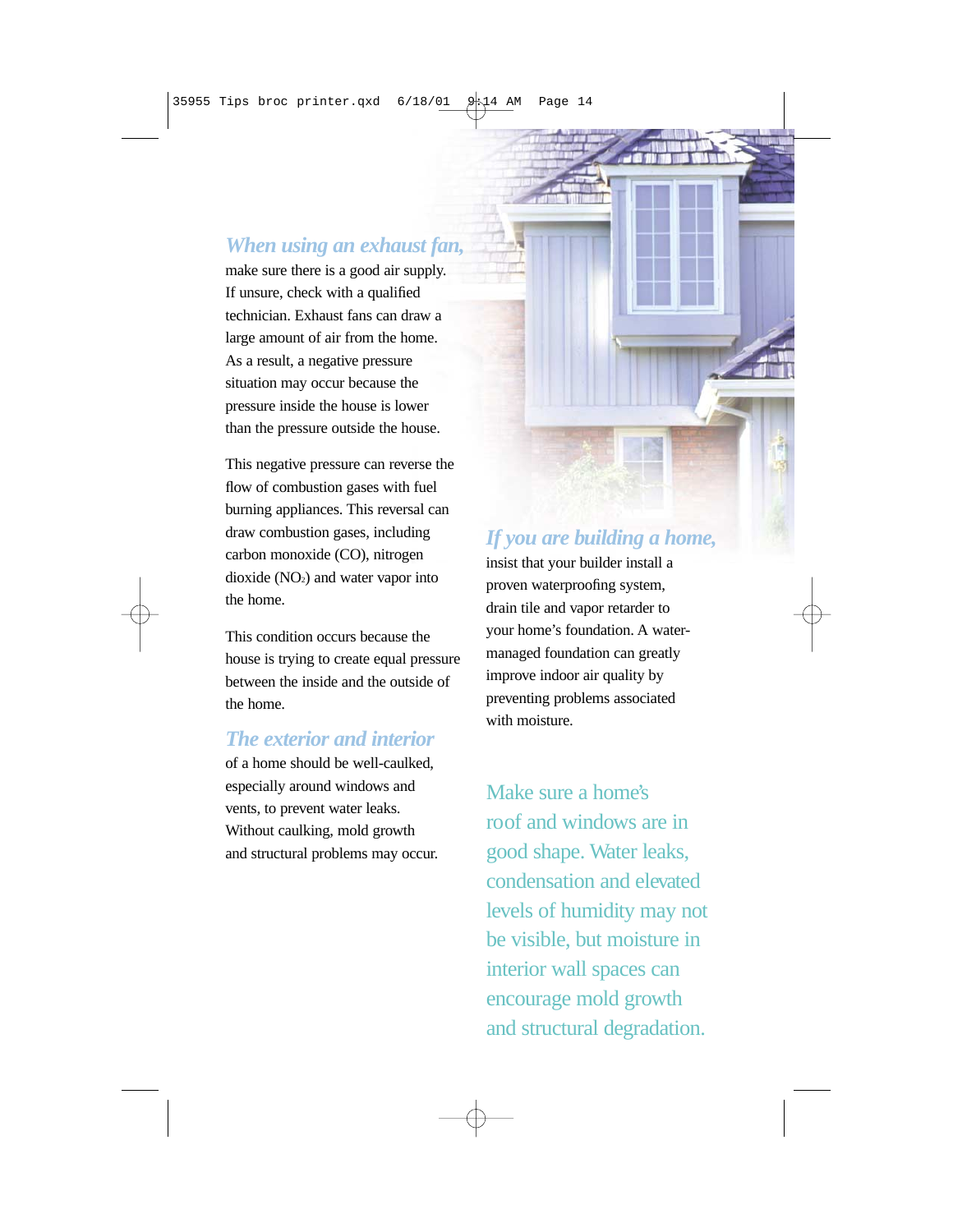*When using an exhaust fan,* make sure there is a good air supply. If unsure, check with a qualified technician. Exhaust fans can draw a large amount of air from the home. As a result, a negative pressure situation may occur because the pressure inside the house is lower than the pressure outside the house.

This negative pressure can reverse the flow of combustion gases with fuel burning appliances. This reversal can draw combustion gases, including carbon monoxide (CO), nitrogen dioxide ($NO_2$) and water vapor into the home.

This condition occurs because the house is trying to create equal pressure between the inside and the outside of the home.

*The exterior and interior* of a home should be well-caulked, especially around windows and vents, to prevent water leaks. Without caulking, mold growth and structural problems may occur.

*If you are building a home,* insist that your builder install a proven waterproofing system, drain tile and vapor retarder to your home's foundation. A water-managed foundation can greatly improve indoor air quality by preventing problems associated with moisture.

Make sure a home's roof and windows are in good shape. Water leaks, condensation and elevated levels of humidity may not be visible, but moisture in interior wall spaces can encourage mold growth and structural degradation.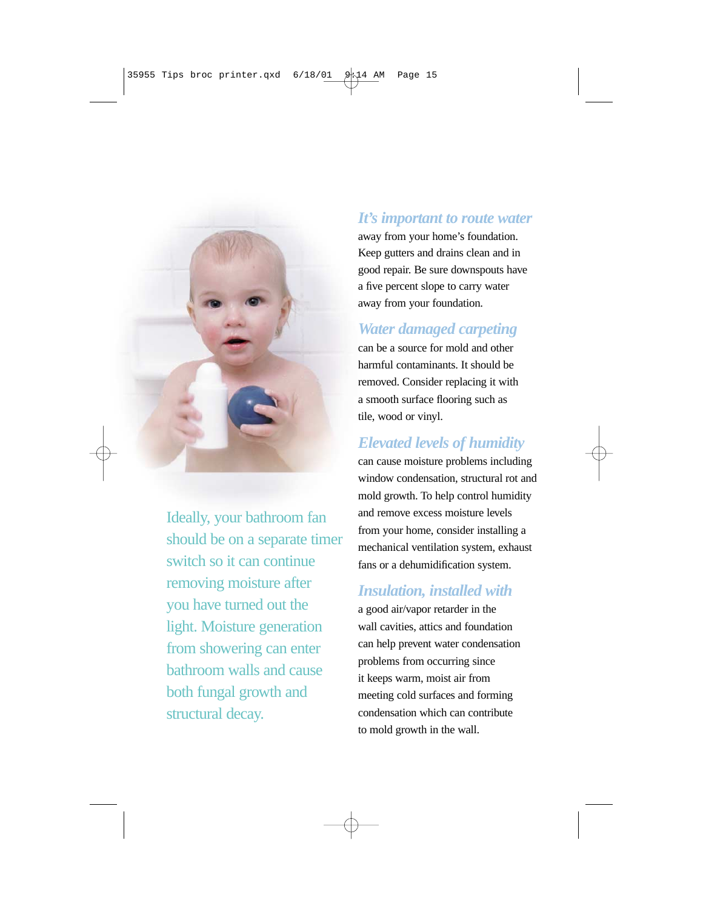Ideally, your bathroom fan should be on a separate timer switch so it can continue removing moisture after you have turned out the light. Moisture generation from showering can enter bathroom walls and cause both fungal growth and structural decay.

***It's important to route water*** away from your home's foundation. Keep gutters and drains clean and in good repair. Be sure downspouts have a five percent slope to carry water away from your foundation.

***Water damaged carpeting*** can be a source for mold and other harmful contaminants. It should be removed. Consider replacing it with a smooth surface flooring such as tile, wood or vinyl.

***Elevated levels of humidity*** can cause moisture problems including window condensation, structural rot and mold growth. To help control humidity and remove excess moisture levels from your home, consider installing a mechanical ventilation system, exhaust fans or a dehumidification system.

***Insulation, installed with*** a good air/vapor retarder in the wall cavities, attics and foundation can help prevent water condensation problems from occurring since it keeps warm, moist air from meeting cold surfaces and forming condensation which can contribute to mold growth in the wall.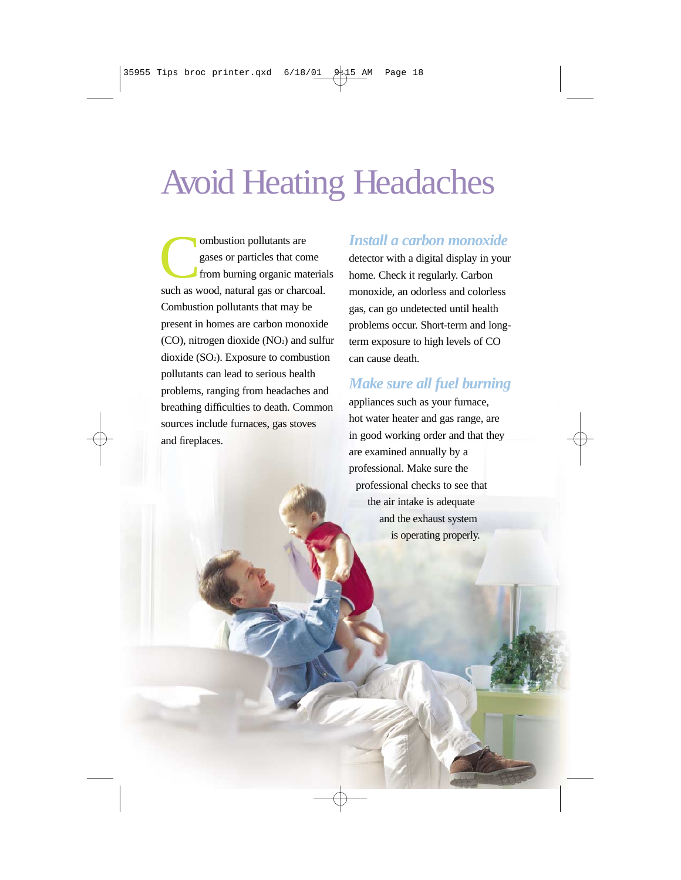# Avoid Heating Headaches

Combustion pollutants are gases or particles that come from burning organic materials such as wood, natural gas or charcoal. Combustion pollutants that may be present in homes are carbon monoxide (CO), nitrogen dioxide ($NO_2$) and sulfur dioxide ($SO_2$). Exposure to combustion pollutants can lead to serious health problems, ranging from headaches and breathing difficulties to death. Common sources include furnaces, gas stoves and fireplaces.

***Install a carbon monoxide*** detector with a digital display in your home. Check it regularly. Carbon monoxide, an odorless and colorless gas, can go undetected until health problems occur. Short-term and long-term exposure to high levels of CO can cause death.

***Make sure all fuel burning*** appliances such as your furnace, hot water heater and gas range, are in good working order and that they are examined annually by a professional. Make sure the professional checks to see that the air intake is adequate and the exhaust system is operating properly.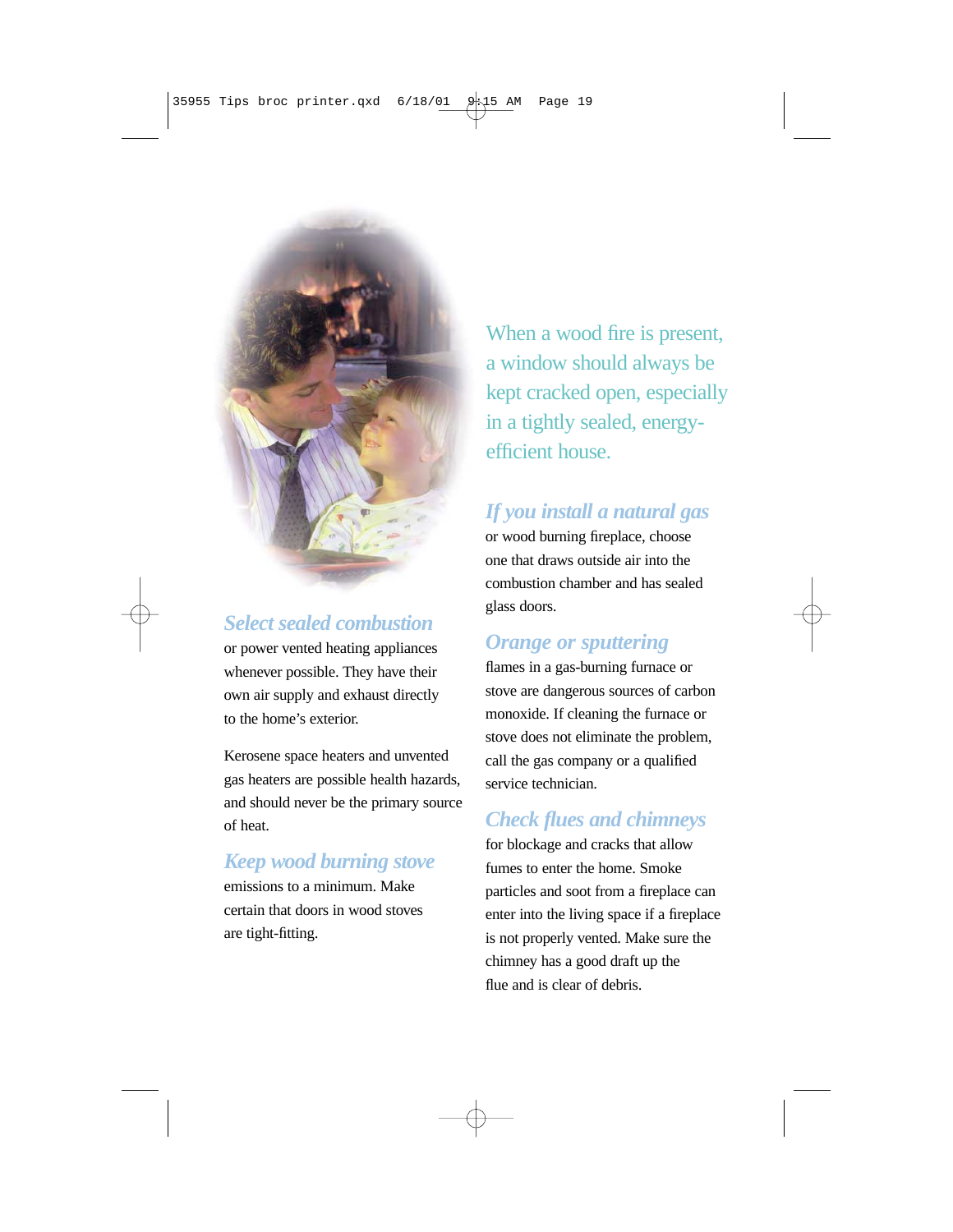When a wood fire is present, a window should always be kept cracked open, especially in a tightly sealed, energy-efficient house.

***Select sealed combustion*** or power vented heating appliances whenever possible. They have their own air supply and exhaust directly to the home's exterior.

Kerosene space heaters and unvented gas heaters are possible health hazards, and should never be the primary source of heat.

***Keep wood burning stove*** emissions to a minimum. Make certain that doors in wood stoves are tight-fitting.

***If you install a natural gas*** or wood burning fireplace, choose one that draws outside air into the combustion chamber and has sealed glass doors.

***Orange or sputtering*** flames in a gas-burning furnace or stove are dangerous sources of carbon monoxide. If cleaning the furnace or stove does not eliminate the problem, call the gas company or a qualified service technician.

***Check flues and chimneys*** for blockage and cracks that allow fumes to enter the home. Smoke particles and soot from a fireplace can enter into the living space if a fireplace is not properly vented. Make sure the chimney has a good draft up the flue and is clear of debris.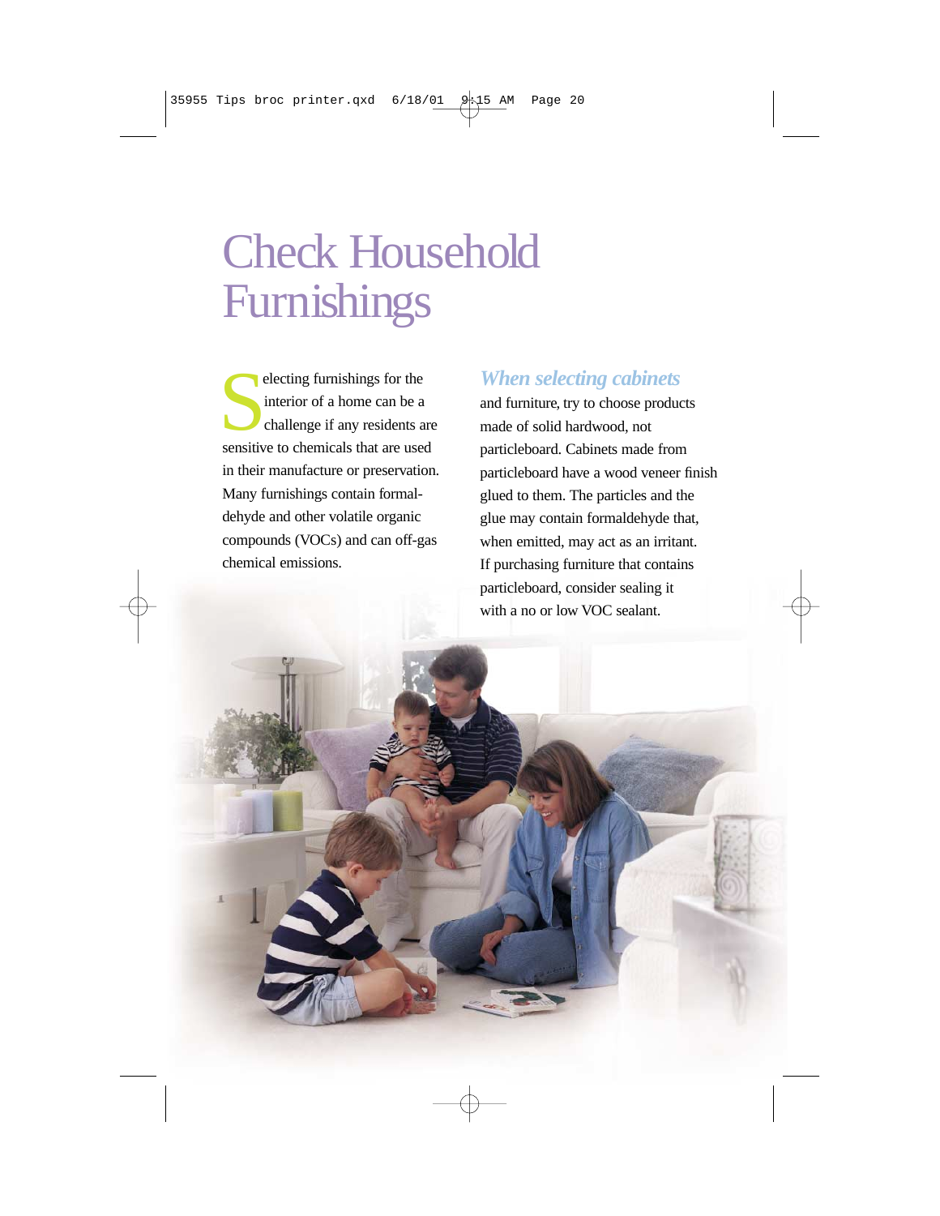# Check Household Furnishings

Selecting furnishings for the interior of a home can be a challenge if any residents are sensitive to chemicals that are used in their manufacture or preservation. Many furnishings contain formaldehyde and other volatile organic compounds (VOCs) and can off-gas chemical emissions.

***When selecting cabinets*** and furniture, try to choose products made of solid hardwood, not particleboard. Cabinets made from particleboard have a wood veneer finish glued to them. The particles and the glue may contain formaldehyde that, when emitted, may act as an irritant. If purchasing furniture that contains particleboard, consider sealing it with a no or low VOC sealant.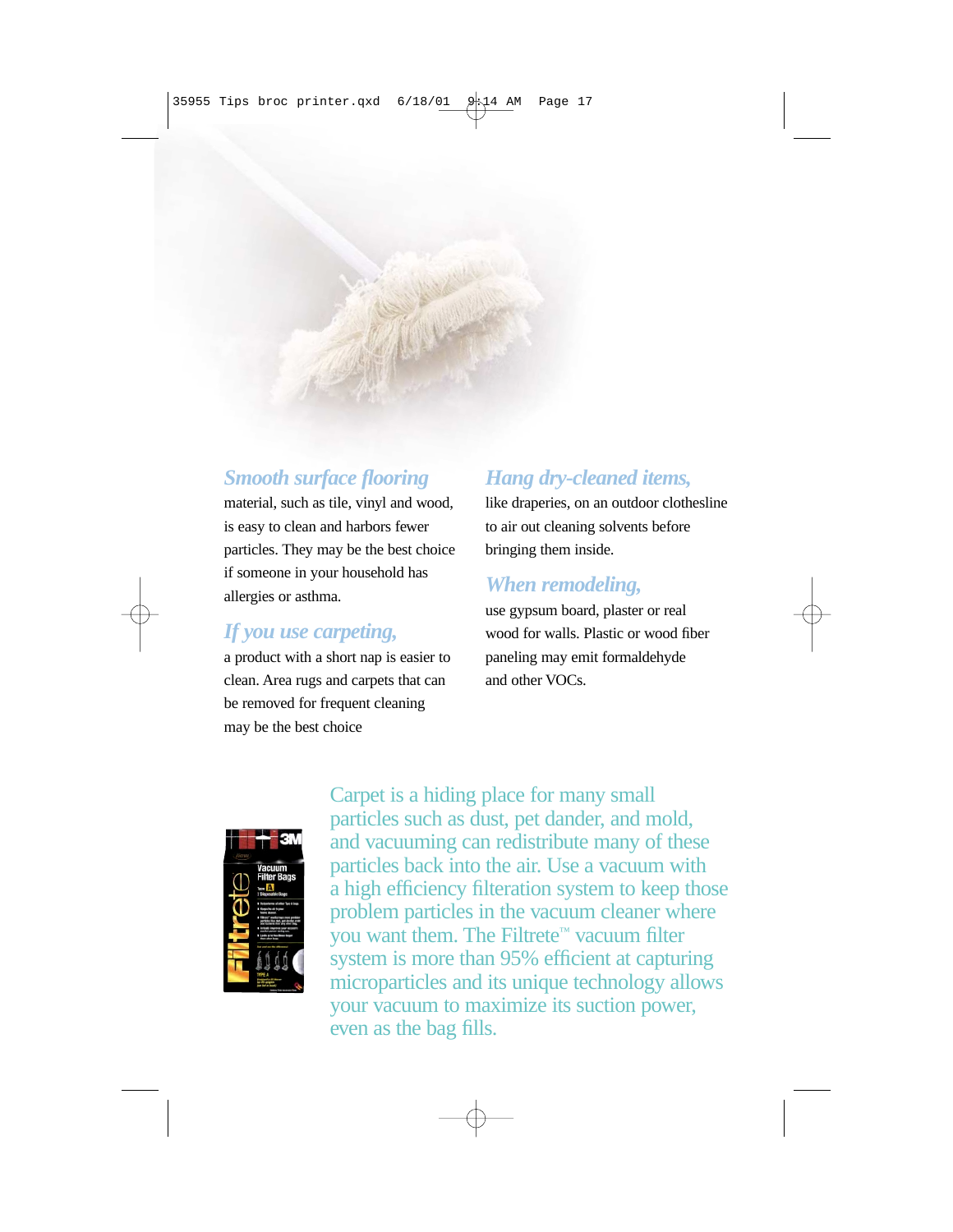***Smooth surface flooring*** material, such as tile, vinyl and wood, is easy to clean and harbors fewer particles. They may be the best choice if someone in your household has allergies or asthma.

***If you use carpeting,*** a product with a short nap is easier to clean. Area rugs and carpets that can be removed for frequent cleaning may be the best choice

***Hang dry-cleaned items,*** like draperies, on an outdoor clothesline to air out cleaning solvents before bringing them inside.

***When remodeling,*** use gypsum board, plaster or real wood for walls. Plastic or wood fiber paneling may emit formaldehyde and other VOCs.

Carpet is a hiding place for many small particles such as dust, pet dander, and mold, and vacuuming can redistribute many of these particles back into the air. Use a vacuum with a high efficiency filteration system to keep those problem particles in the vacuum cleaner where you want them. The Filtrete™ vacuum filter system is more than 95% efficient at capturing microparticles and its unique technology allows your vacuum to maximize its suction power, even as the bag fills.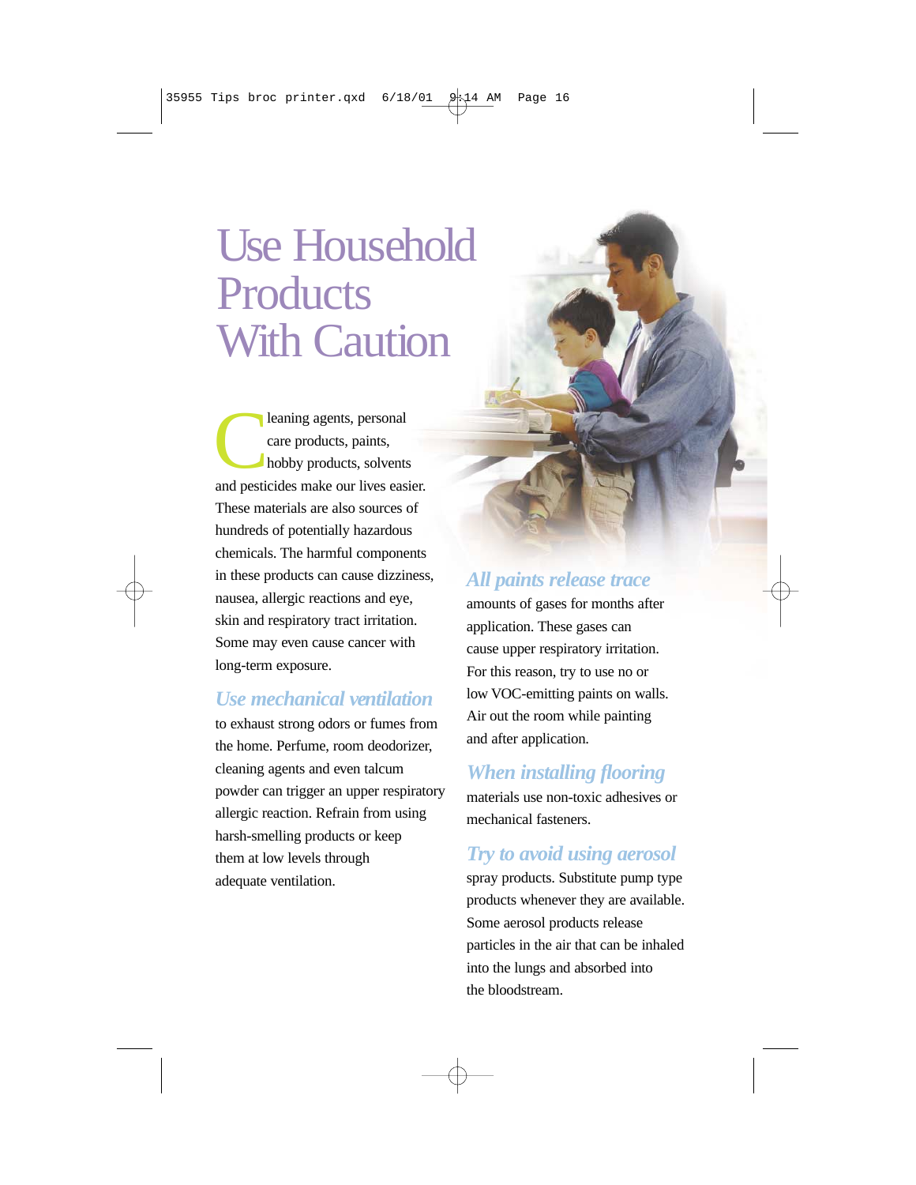# Use Household Products With Caution

Cleaning agents, personal care products, paints, hobby products, solvents and pesticides make our lives easier. These materials are also sources of hundreds of potentially hazardous chemicals. The harmful components in these products can cause dizziness, nausea, allergic reactions and eye, skin and respiratory tract irritation. Some may even cause cancer with long-term exposure.

***Use mechanical ventilation*** to exhaust strong odors or fumes from the home. Perfume, room deodorizer, cleaning agents and even talcum powder can trigger an upper respiratory allergic reaction. Refrain from using harsh-smelling products or keep them at low levels through adequate ventilation.

***All paints release trace*** amounts of gases for months after application. These gases can cause upper respiratory irritation. For this reason, try to use no or low VOC-emitting paints on walls. Air out the room while painting and after application.

***When installing flooring*** materials use non-toxic adhesives or mechanical fasteners.

***Try to avoid using aerosol*** spray products. Substitute pump type products whenever they are available. Some aerosol products release particles in the air that can be inhaled into the lungs and absorbed into the bloodstream.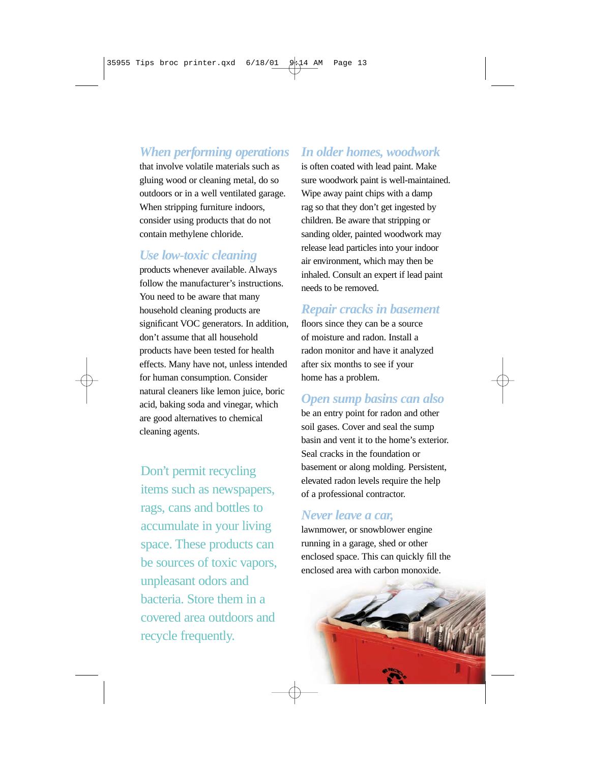***When performing operations*** that involve volatile materials such as gluing wood or cleaning metal, do so outdoors or in a well ventilated garage. When stripping furniture indoors, consider using products that do not contain methylene chloride.

***Use low-toxic cleaning*** products whenever available. Always follow the manufacturer's instructions. You need to be aware that many household cleaning products are significant VOC generators. In addition, don't assume that all household products have been tested for health effects. Many have not, unless intended for human consumption. Consider natural cleaners like lemon juice, boric acid, baking soda and vinegar, which are good alternatives to chemical cleaning agents.

Don't permit recycling items such as newspapers, rags, cans and bottles to accumulate in your living space. These products can be sources of toxic vapors, unpleasant odors and bacteria. Store them in a covered area outdoors and recycle frequently.

***In older homes, woodwork*** is often coated with lead paint. Make sure woodwork paint is well-maintained. Wipe away paint chips with a damp rag so that they don't get ingested by children. Be aware that stripping or sanding older, painted woodwork may release lead particles into your indoor air environment, which may then be inhaled. Consult an expert if lead paint needs to be removed.

***Repair cracks in basement*** floors since they can be a source of moisture and radon. Install a radon monitor and have it analyzed after six months to see if your home has a problem.

***Open sump basins can also*** be an entry point for radon and other soil gases. Cover and seal the sump basin and vent it to the home's exterior. Seal cracks in the foundation or basement or along molding. Persistent, elevated radon levels require the help of a professional contractor.

***Never leave a car,*** lawnmower, or snowblower engine running in a garage, shed or other enclosed space. This can quickly fill the enclosed area with carbon monoxide.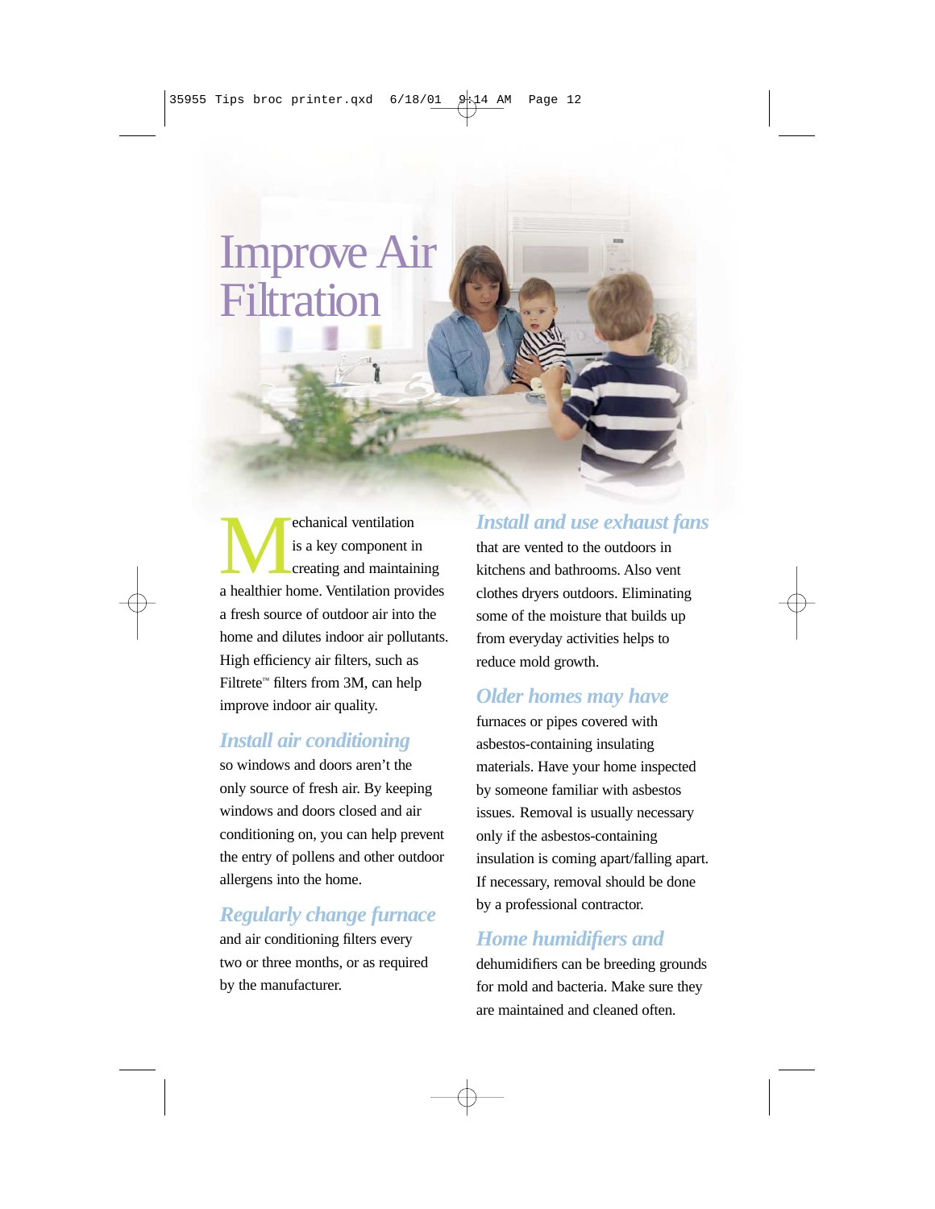# Improve Air Filtration

Mechanical ventilation is a key component in creating and maintaining a healthier home. Ventilation provides a fresh source of outdoor air into the home and dilutes indoor air pollutants. High efficiency air filters, such as Filtrete™ filters from 3M, can help improve indoor air quality.

***Install air conditioning*** so windows and doors aren't the only source of fresh air. By keeping windows and doors closed and air conditioning on, you can help prevent the entry of pollens and other outdoor allergens into the home.

***Regularly change furnace*** and air conditioning filters every two or three months, or as required by the manufacturer.

***Install and use exhaust fans*** that are vented to the outdoors in kitchens and bathrooms. Also vent clothes dryers outdoors. Eliminating some of the moisture that builds up from everyday activities helps to reduce mold growth.

***Older homes may have*** furnaces or pipes covered with asbestos-containing insulating materials. Have your home inspected by someone familiar with asbestos issues. Removal is usually necessary only if the asbestos-containing insulation is coming apart/falling apart. If necessary, removal should be done by a professional contractor.

***Home humidifiers and*** dehumidifiers can be breeding grounds for mold and bacteria. Make sure they are maintained and cleaned often.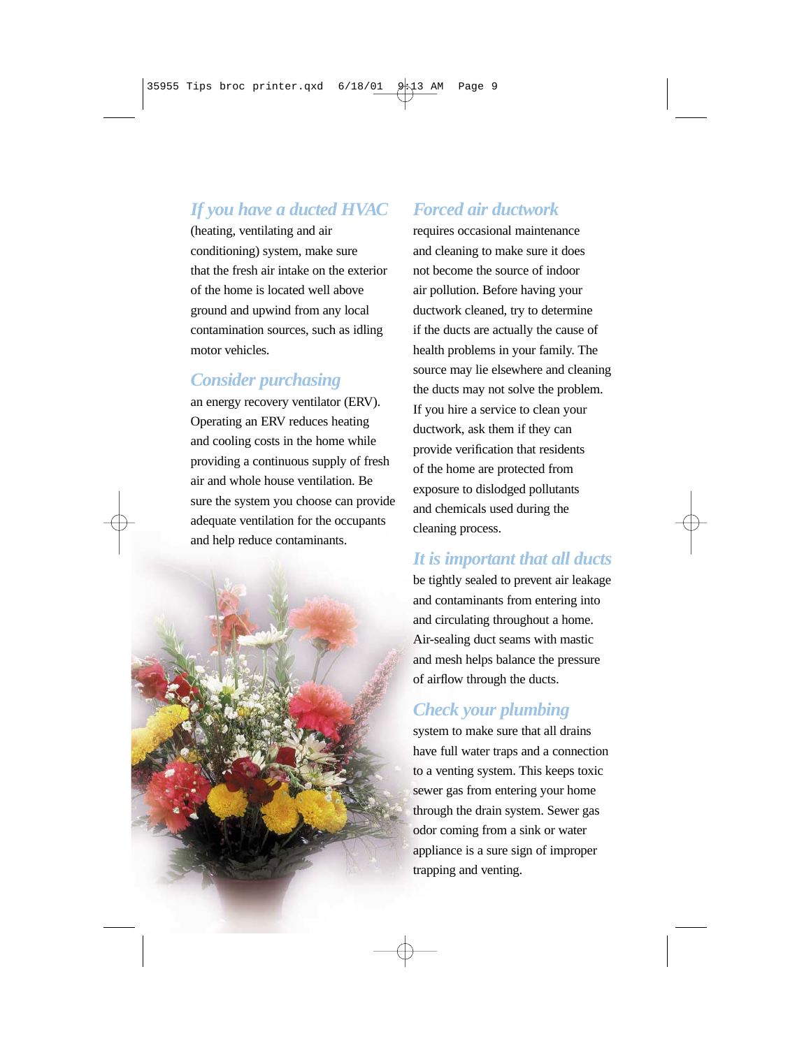*If you have a ducted HVAC* (heating, ventilating and air conditioning) system, make sure that the fresh air intake on the exterior of the home is located well above ground and upwind from any local contamination sources, such as idling motor vehicles.

*Consider purchasing* an energy recovery ventilator (ERV). Operating an ERV reduces heating and cooling costs in the home while providing a continuous supply of fresh air and whole house ventilation. Be sure the system you choose can provide adequate ventilation for the occupants and help reduce contaminants.

*Forced air ductwork* requires occasional maintenance and cleaning to make sure it does not become the source of indoor air pollution. Before having your ductwork cleaned, try to determine if the ducts are actually the cause of health problems in your family. The source may lie elsewhere and cleaning the ducts may not solve the problem. If you hire a service to clean your ductwork, ask them if they can provide verification that residents of the home are protected from exposure to dislodged pollutants and chemicals used during the cleaning process.

*It is important that all ducts* be tightly sealed to prevent air leakage and contaminants from entering into and circulating throughout a home. Air-sealing duct seams with mastic and mesh helps balance the pressure of airflow through the ducts.

*Check your plumbing* system to make sure that all drains have full water traps and a connection to a venting system. This keeps toxic sewer gas from entering your home through the drain system. Sewer gas odor coming from a sink or water appliance is a sure sign of improper trapping and venting.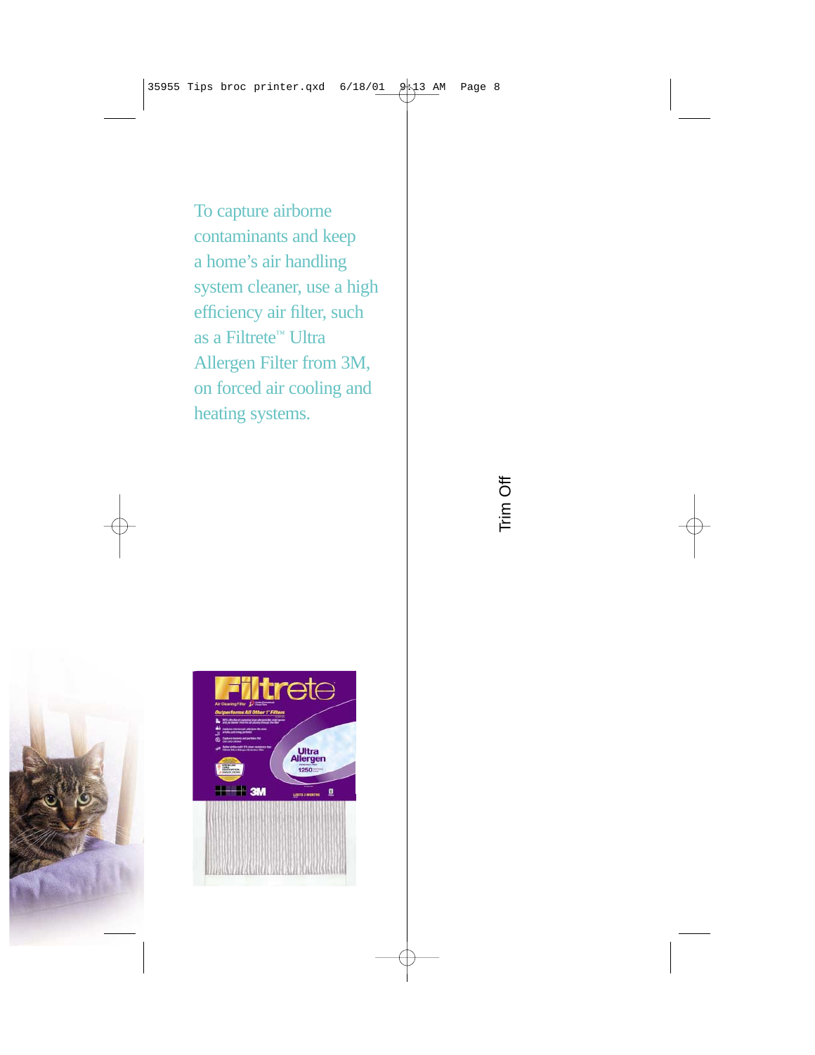To capture airborne contaminants and keep a home's air handling system cleaner, use a high efficiency air filter, such as a Filtrete™ Ultra Allergen Filter from 3M, on forced air cooling and heating systems.

Trim Off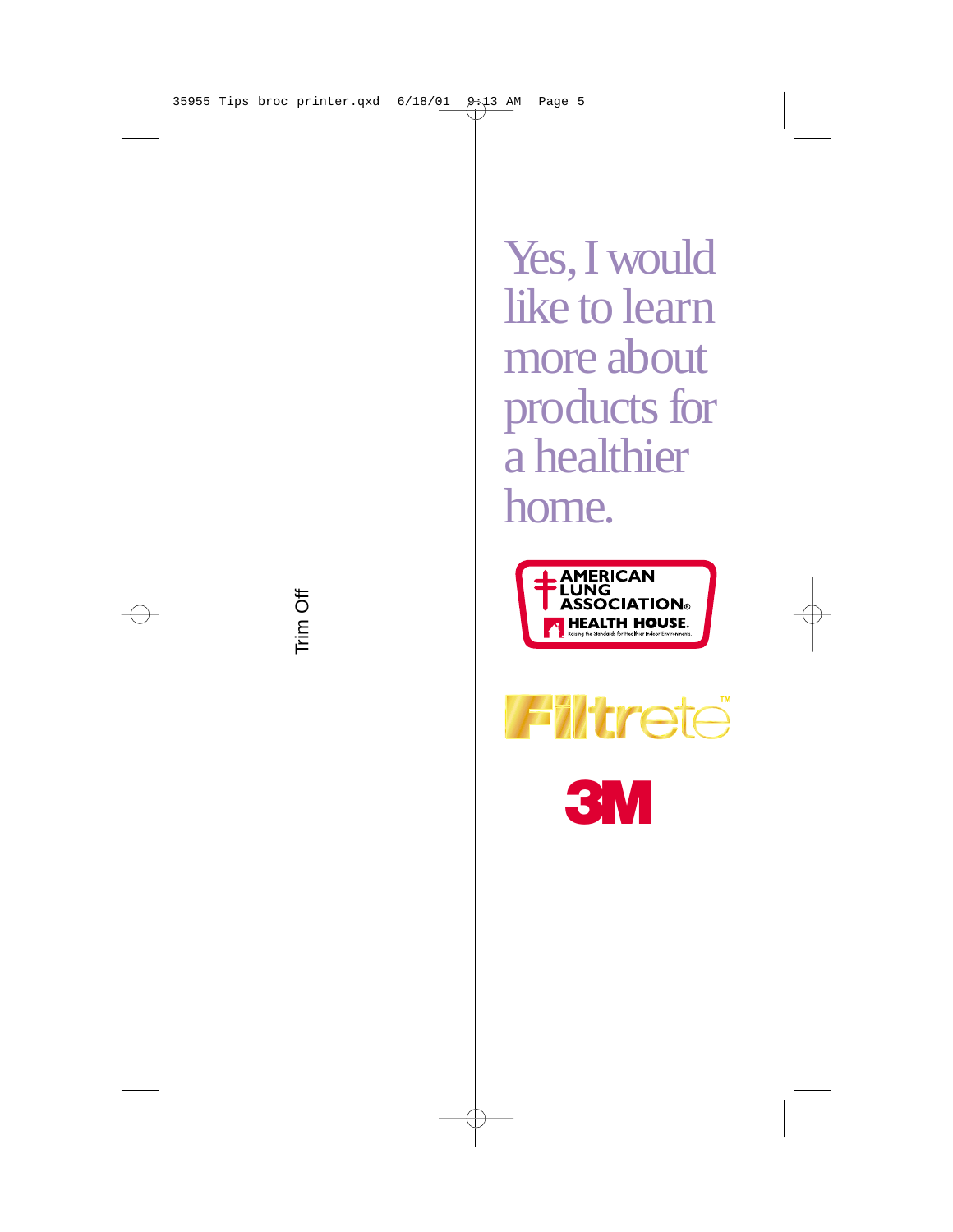Trim Off

# Yes, I would like to learn more about products for a healthier home.

AMERICAN LUNG ASSOCIATION®

HEALTH HOUSE.

Raising the Standards for Healthier Indoor Environments.

Filtrete™

3M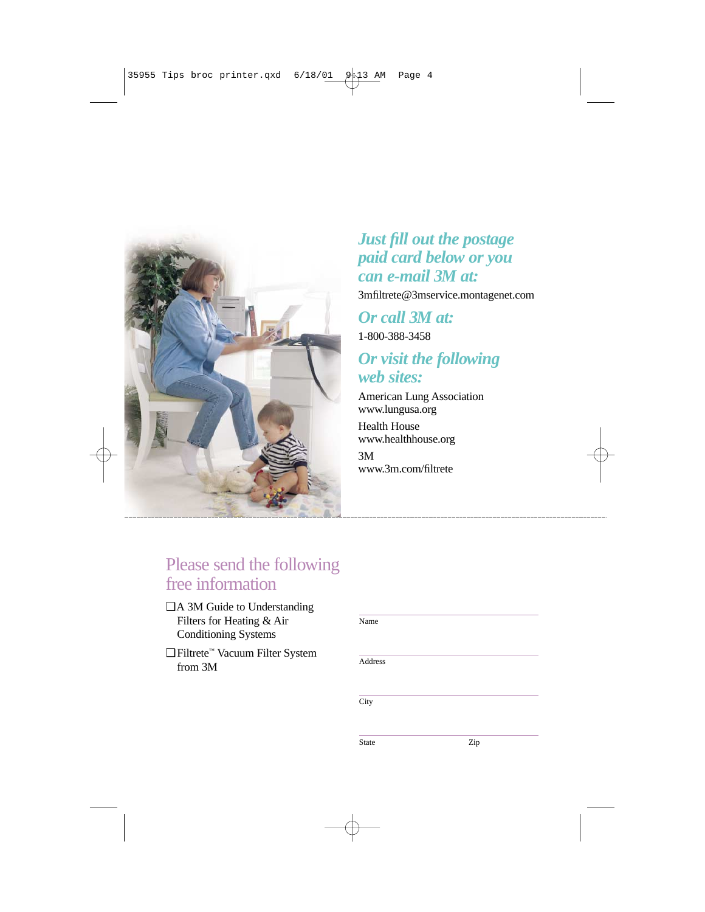## *Just fill out the postage paid card below or you can e-mail 3M at:*

3mfiltrete@3mservice.montagenet.com

## *Or call 3M at:*

1-800-388-3458

## *Or visit the following web sites:*

American Lung Association
www.lungusa.org

Health House
www.healthhouse.org

3M
www.3m.com/filtrete

## Please send the following free information

- ❑ A 3M Guide to Understanding Filters for Heating & Air Conditioning Systems
- ❑ Filtrete™ Vacuum Filter System from 3M

Name

Address

City

State Zip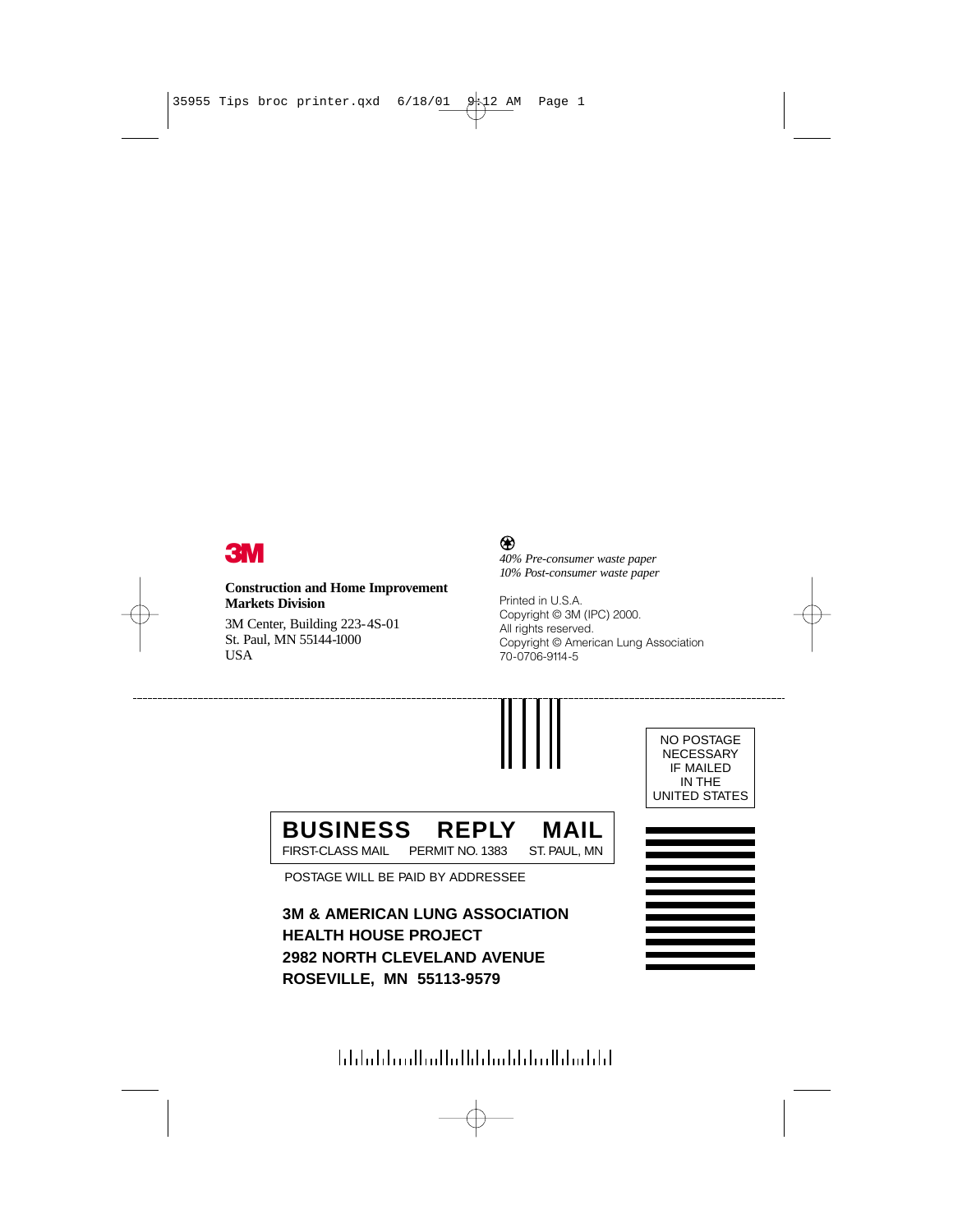3M

**Construction and Home Improvement Markets Division**

3M Center, Building 223-4S-01
St. Paul, MN 55144-1000
USA

*40% Pre-consumer waste paper*
*10% Post-consumer waste paper*

Printed in U.S.A.
Copyright © 3M (IPC) 2000.
All rights reserved.
Copyright © American Lung Association
70-0706-9114-5

NO POSTAGE NECESSARY IF MAILED IN THE UNITED STATES

**BUSINESS REPLY MAIL**

FIRST-CLASS MAIL PERMIT NO. 1383 ST. PAUL, MN

POSTAGE WILL BE PAID BY ADDRESSEE

**3M & AMERICAN LUNG ASSOCIATION**
**HEALTH HOUSE PROJECT**
**2982 NORTH CLEVELAND AVENUE**
**ROSEVILLE, MN 55113-9579**